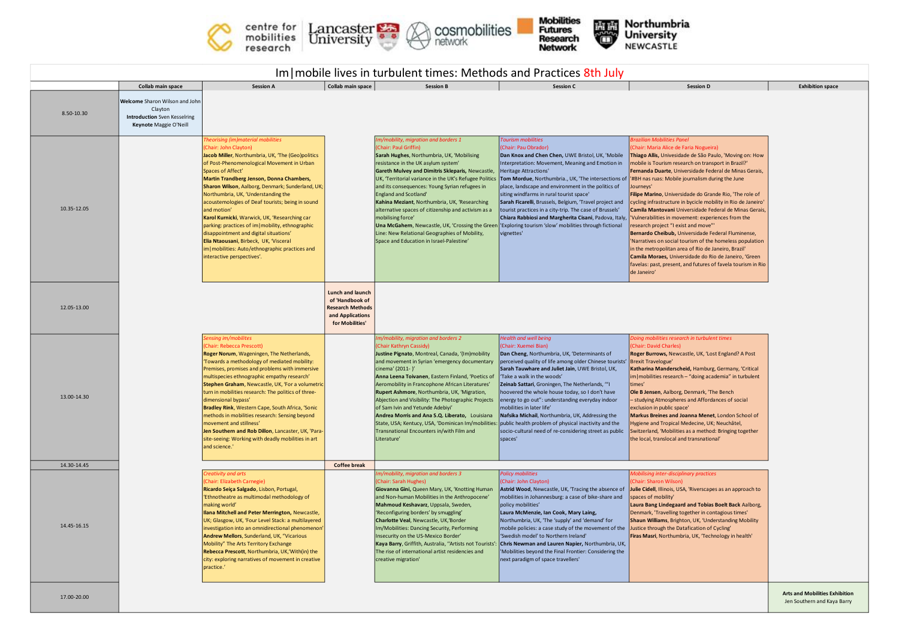# Im|mobile lives in turbulent times: Methods and Practices 8th July

| | Collab main space | Session A | Collab main space | Session B | Session C | Session D | Exhibition space |
|---|---|---|---|---|---|---|---|
| 8.50-10.30 | **Welcome** Sharon Wilson and John Clayton<br>**Introduction** Sven Kesselring<br>**Keynote** Maggie O'Neill | | | | | | |
| 10.35-12.05 | | *Theorising (im)material mobilities*<br>(Chair: John Clayton)<br>**Jacob Miller**, Northumbria, UK, 'The (Geo)politics of Post-Phenomenological Movement in Urban Spaces of Affect'<br>**Martin Trandberg Jenson, Donna Chambers, Sharon Wilson**, Aalborg, Denmark; Sunderland, UK; Northumbria, UK, 'Understanding the acoustemologies of Deaf tourists; being in sound and motion'<br>**Karol Kurnicki**, Warwick, UK, 'Researching car parking: practices of im\|mobility, ethnographic disappointment and digital situations'<br>**Elia Ntaousani**, Birbeck, UK, 'Visceral im\|mobilities: Auto/ethnographic practices and interactive perspectives'. | | *Im/mobility, migration and borders 1*<br>(Chair: Paul Griffin)<br>**Sarah Hughes**, Northumbria, UK, 'Mobilising resistance in the UK asylum system'<br>**Gareth Mulvey and Dimitris Skleparis**, Newcastle, UK, 'Territorial variance in the UK's Refugee Politics and its consequences: Young Syrian refugees in England and Scotland'<br>**Kahina Meziant**, Northumbria, UK, 'Researching alternative spaces of citizenship and activism as a mobilising force'<br>**Una McGahern**, Newcastle, UK, 'Crossing the Green Line: New Relational Geographies of Mobility, Space and Education in Israel-Palestine' | *Tourism mobilities*<br>(Chair: Pau Obrador)<br>**Dan Knox and Chen Chen**, UWE Bristol, UK, 'Mobile Interpretation: Movement, Meaning and Emotion in Heritage Attractions'<br>**Tom Mordue**, Northumbria., UK, 'The intersections of place, landscape and environment in the politics of siting windfarms in rural tourist space'<br>**Sarah Ficarelli**, Brussels, Belgium, 'Travel project and tourist practices in a city-trip. The case of Brussels'<br>**Chiara Rabbiosi and Margherita Cisani**, Padova, Italy, 'Exploring tourism 'slow' mobilities through fictional vignettes' | *Brazilian Mobilities Panel*<br>(Chair: Maria Alice de Faria Nogueira)<br>**Thiago Allis,** Univesidade de São Paulo, 'Moving on: How mobile is Tourism research on transport in Brazil?'<br>**Fernanda Duarte**, Universidade Federal de Minas Gerais, '#BH nas ruas: Mobile journalism during the June Journeys'<br>**Filipe Marino**, Universidade do Grande Rio, 'The role of cycling infrastructure in bycicle mobility in Rio de Janeiro'<br>**Camila Mantovani** Universidade Federal de Minas Gerais, 'Vulnerabilities in movement: experiences from the research project "I exist and move"'<br>**Bernardo Cheibub**, Universidade Federal Fluminense, 'Narratives on social tourism of the homeless population in the metropolitan area of Rio de Janeiro, Brazil'<br>**Camila Moraes,** Universidade do Rio de Janeiro, 'Green favelas: past, present, and futures of favela tourism in Rio de Janeiro' | |
| 12.05-13.00 | | | **Lunch and launch of 'Handbook of Research Methods and Applications for Mobilities'** | | | | |
| 13.00-14.30 | | *Sensing im/mobilites*<br>(Chair: Rebecca Prescott)<br>**Roger Norum**, Wageningen, The Netherlands, 'Towards a methodology of mediated mobility: Premises, promises and problems with immersive multispecies ethnographic empathy research'<br>**Stephen Graham**, Newcastle, UK, 'For a volumetric turn in mobilities research: The politics of three-dimensional bypass'<br>**Bradley Rink**, Western Cape, South Africa, 'Sonic methods in mobilities research: Sensing beyond movement and stillness'<br>**Jen Southern and Rob Dillon**, Lancaster, UK, 'Para-site-seeing: Working with deadly mobilities in art and science.' | | *Im/mobility, migration and borders 2*<br>(Chair Kathryn Cassidy)<br>**Justine Pignato**, Montreal, Canada, '(Im)mobility and movement in Syrian 'emergency documentary cinema' (2011- )'<br>**Anna Leena Toivanen**, Eastern Finland, 'Poetics of Aeromobility in Francophone African Literatures'<br>**Rupert Ashmore**, Northumbria, UK, 'Migration, Abjection and Visibility: The Photographic Projects of Sam Ivin and Yetunde Adebiyi'<br>**Andrea Morris and Ana S.Q. Liberato,** Louisiana State, USA; Kentucy, USA, 'Dominican Im/mobilities: Transnational Encounters in/with Film and Literature' | *Health and well being*<br>(Chair: Xuemei Bian)<br>**Dan Cheng**, Northumbria, UK, 'Determinants of perceived quality of life among older Chinese tourists'<br>**Sarah Tauwhare and Juliet Jain**, UWE Bristol, UK, 'Take a walk in the woods'<br>**Zeinab Sattari**, Groningen, The Netherlands, '"I hoovered the whole house today, so I don't have energy to go out": understanding everyday indoor mobilities in later life'<br>**Nafsika Michail**, Northumbria, UK, Addressing the public health problem of physical inactivity and the socio-cultural need of re-considering street as public spaces' | *Doing mobilities research in turbulent times*<br>(Chair: David Charles)<br>**Roger Burrows**, Newcastle, UK, 'Lost England? A Post Brexit Travelogue'<br>**Katharina Manderscheid**, Hamburg, Germany, 'Critical im\|mobilities research – "doing academia" in turbulent times'<br>**Ole B Jensen**, Aalborg, Denmark, 'The Bench – studying Atmospheres and Affordances of social exclusion in public space'<br>**Markus Breines and Joanna Menet**, London School of Hygiene and Tropical Medecine, UK; Neuchâtel, Switzerland, 'Mobilities as a method: Bringing together the local, translocal and transnational' | |
| 14.30-14.45 | | | **Coffee break** | | | | |
| 14.45-16.15 | | *Creativity and arts*<br>(Chair: Elizabeth Carnegie)<br>**Ricardo Seiça Salgado**, Lisbon, Portugal, 'Ethnotheatre as multimodal methodology of making world'<br>**Ilana Mitchell and Peter Merrington,** Newcastle, UK; Glasgow, UK, 'Four Level Stack: a multilayered investigation into an omnidirectional phenomenon'<br>**Andrew Mellors**, Sunderland, UK, "Vicarious Mobility" The Arts Territory Exchange<br>**Rebecca Prescott**, Northumbria, UK,'With(in) the city: exploring narratives of movement in creative practice.' | | *Im/mobility, migration and borders 3*<br>(Chair: Sarah Hughes)<br>**Giovanna Gini,** Queen Mary, UK, 'Knotting Human and Non-human Mobilities in the Anthropocene'<br>**Mahmoud Keshavarz**, Uppsala, Sweden, 'Reconfiguring borders' by smuggling'<br>**Charlotte Veal**, Newcastle, UK,'Border Im/Mobilities: Dancing Security, Performing Insecurity on the US-Mexico Border'<br>**Kaya Barry**, Griffith, Australia, ''Artists not Tourists': The rise of international artist residencies and creative migration' | *Policy mobilities*<br>(Chair: John Clayton)<br>**Astrid Wood**, Newcastle, UK, 'Tracing the absence of mobilities in Johannesburg: a case of bike-share and policy mobilities'<br>**Laura McMenzie, Ian Cook, Mary Laing,** Northumbria, UK, 'The 'supply' and 'demand' for mobile policies: a case study of the movement of the 'Swedish model' to Northern Ireland'<br>**Chris Newman and Lauren Napier,** Northumbria, UK, 'Mobilities beyond the Final Frontier: Considering the next paradigm of space travellers' | *Mobilising inter-disciplinary practices*<br>(Chair: Sharon Wilson)<br>**Julie Cidell**, Illinois, USA, 'Riverscapes as an approach to spaces of mobility'<br>**Laura Bang Lindegaard and Tobias Boelt Back** Aalborg, Denmark, 'Travelling together in contagious times'<br>**Shaun Williams**, Brighton, UK, 'Understanding Mobility Justice through the Datafication of Cycling'<br>**Firas Masri**, Northumbria, UK, 'Technology in health' | |
| 17.00-20.00 | | | | | | | **Arts and Mobilities Exhibition**<br>Jen Southern and Kaya Barry |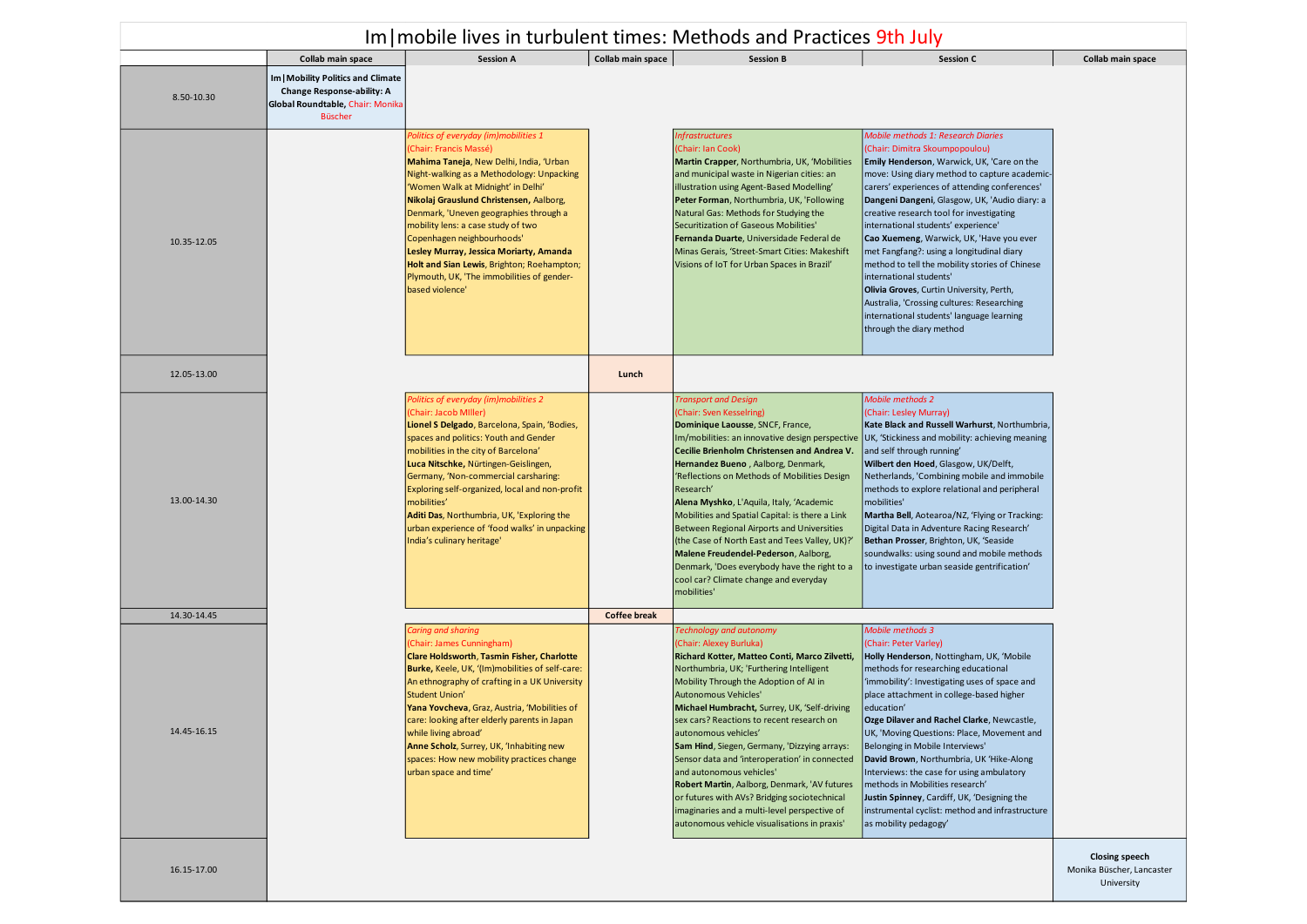# Im|mobile lives in turbulent times: Methods and Practices 9th July

| | Collab main space | Session A | Collab main space | Session B | Session C | Collab main space |
|---|---|---|---|---|---|---|
| 8.50-10.30 | **Im\|Mobility Politics and Climate Change Response-ability: A Global Roundtable,** Chair: Monika Büscher | | | | | |
| 10.35-12.05 | | *Politics of everyday (im)mobilities 1* (Chair: Francis Massé) **Mahima Taneja**, New Delhi, India, 'Urban Night-walking as a Methodology: Unpacking 'Women Walk at Midnight' in Delhi' **Nikolaj Grauslund Christensen,** Aalborg, Denmark, 'Uneven geographies through a mobility lens: a case study of two Copenhagen neighbourhoods' **Lesley Murray, Jessica Moriarty, Amanda Holt and Sian Lewis**, Brighton; Roehampton; Plymouth, UK, 'The immobilities of gender-based violence' | | *Infrastructures* (Chair: Ian Cook) **Martin Crapper**, Northumbria, UK, 'Mobilities and municipal waste in Nigerian cities: an illustration using Agent-Based Modelling' **Peter Forman**, Northumbria, UK, 'Following Natural Gas: Methods for Studying the Securitization of Gaseous Mobilities' **Fernanda Duarte**, Universidade Federal de Minas Gerais, 'Street-Smart Cities: Makeshift Visions of IoT for Urban Spaces in Brazil' | *Mobile methods 1: Research Diaries* (Chair: Dimitra Skoumpopoulou) **Emily Henderson**, Warwick, UK, 'Care on the move: Using diary method to capture academic-carers' experiences of attending conferences' **Dangeni Dangeni**, Glasgow, UK, 'Audio diary: a creative research tool for investigating international students' experience' **Cao Xuemeng**, Warwick, UK, 'Have you ever met Fangfang?: using a longitudinal diary method to tell the mobility stories of Chinese international students' **Olivia Groves**, Curtin University, Perth, Australia, 'Crossing cultures: Researching international students' language learning through the diary method | |
| 12.05-13.00 | | | Lunch | | | |
| 13.00-14.30 | | *Politics of everyday (im)mobilities 2* (Chair: Jacob MIller) **Lionel S Delgado**, Barcelona, Spain, 'Bodies, spaces and politics: Youth and Gender mobilities in the city of Barcelona' **Luca Nitschke**, Nürtingen-Geislingen, Germany, 'Non-commercial carsharing: Exploring self-organized, local and non-profit mobilities' **Aditi Das**, Northumbria, UK, 'Exploring the urban experience of 'food walks' in unpacking India's culinary heritage' | | *Transport and Design* (Chair: Sven Kesselring) **Dominique Laousse**, SNCF, France, Im/mobilities: an innovative design perspective **Cecilie Brienholm Christensen and Andrea V. Hernandez Bueno** , Aalborg, Denmark, 'Reflections on Methods of Mobilities Design Research' **Alena Myshko**, L'Aquila, Italy, 'Academic Mobilities and Spatial Capital: is there a Link Between Regional Airports and Universities (the Case of North East and Tees Valley, UK)?' **Malene Freudendel-Pederson**, Aalborg, Denmark, 'Does everybody have the right to a cool car? Climate change and everyday mobilities' | *Mobile methods 2* (Chair: Lesley Murray) **Kate Black and Russell Warhurst**, Northumbria, UK, 'Stickiness and mobility: achieving meaning and self through running' **Wilbert den Hoed**, Glasgow, UK/Delft, Netherlands, 'Combining mobile and immobile methods to explore relational and peripheral mobilities' **Martha Bell**, Aotearoa/NZ, 'Flying or Tracking: Digital Data in Adventure Racing Research' **Bethan Prosser**, Brighton, UK, 'Seaside soundwalks: using sound and mobile methods to investigate urban seaside gentrification' | |
| 14.30-14.45 | | | Coffee break | | | |
| 14.45-16.15 | | *Caring and sharing* (Chair: James Cunningham) **Clare Holdsworth, Tasmin Fisher, Charlotte Burke,** Keele, UK, '(Im)mobilities of self-care: An ethnography of crafting in a UK University Student Union' **Yana Yovcheva**, Graz, Austria, 'Mobilities of care: looking after elderly parents in Japan while living abroad' **Anne Scholz**, Surrey, UK, 'Inhabiting new spaces: How new mobility practices change urban space and time' | | *Technology and autonomy* (Chair: Alexey Burluka) **Richard Kotter, Matteo Conti, Marco Zilvetti,** Northumbria, UK; 'Furthering Intelligent Mobility Through the Adoption of AI in Autonomous Vehicles' **Michael Humbracht**, Surrey, UK, 'Self-driving sex cars? Reactions to recent research on autonomous vehicles' **Sam Hind**, Siegen, Germany, 'Dizzying arrays: Sensor data and 'interoperation' in connected and autonomous vehicles' **Robert Martin**, Aalborg, Denmark, 'AV futures or futures with AVs? Bridging sociotechnical imaginaries and a multi-level perspective of autonomous vehicle visualisations in praxis' | *Mobile methods 3* (Chair: Peter Varley) **Holly Henderson**, Nottingham, UK, 'Mobile methods for researching educational 'immobility': Investigating uses of space and place attachment in college-based higher education' **Ozge Dilaver and Rachel Clarke**, Newcastle, UK, 'Moving Questions: Place, Movement and Belonging in Mobile Interviews' **David Brown**, Northumbria, UK 'Hike-Along Interviews: the case for using ambulatory methods in Mobilities research' **Justin Spinney**, Cardiff, UK, 'Designing the instrumental cyclist: method and infrastructure as mobility pedagogy' | |
| 16.15-17.00 | | | | | | **Closing speech** Monika Büscher, Lancaster University |